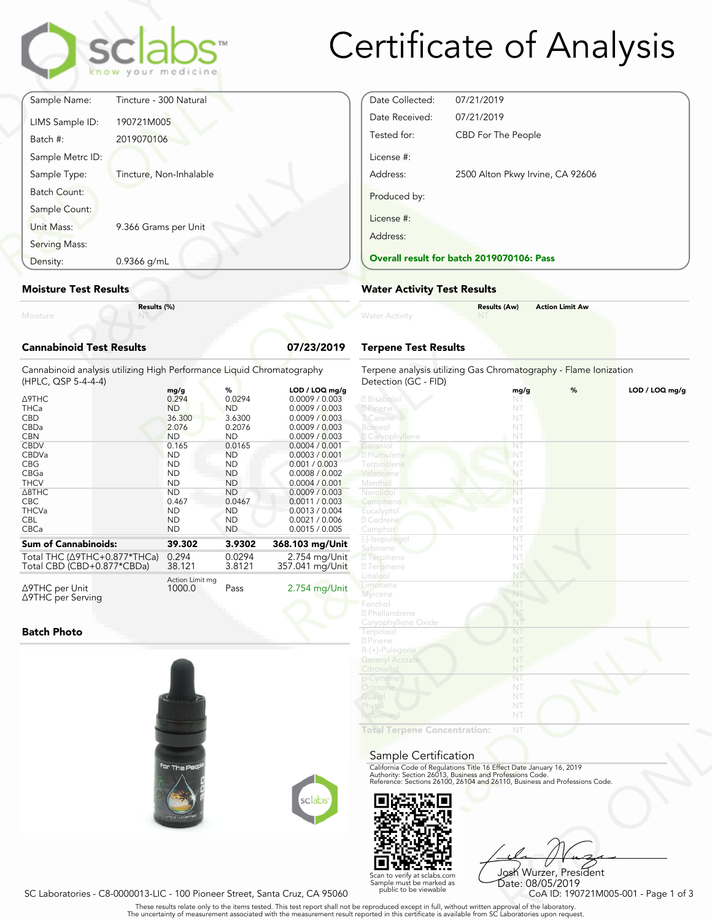# Certificate of Analysis

| | |
|---|---|
| Sample Name: | Tincture - 300 Natural |
| LIMS Sample ID: | 190721M005 |
| Batch #: | 2019070106 |
| Sample Metrc ID: | |
| Sample Type: | Tincture, Non-Inhalable |
| Batch Count: | |
| Sample Count: | |
| Unit Mass: | 9.366 Grams per Unit |
| Serving Mass: | |
| Density: | 0.9366 g/mL |

| | |
|---|---|
| Date Collected: | 07/21/2019 |
| Date Received: | 07/21/2019 |
| Tested for: | CBD For The People |
| License #: | |
| Address: | 2500 Alton Pkwy Irvine, CA 92606 |
| Produced by: | |
| License #: | |
| Address: | |

**Overall result for batch 2019070106: Pass**

## Moisture Test Results

| | Results (%) |
|---|---|
| Moisture | NT |

## Water Activity Test Results

| | Results (Aw) | Action Limit Aw |
|---|---|---|
| Water Activity | NT | |

## Cannabinoid Test Results — 07/23/2019

Cannabinoid analysis utilizing High Performance Liquid Chromatography (HPLC, QSP 5-4-4-4)

| | mg/g | % | LOD / LOQ mg/g |
|---|---|---|---|
| Δ9THC | 0.294 | 0.0294 | 0.0009 / 0.003 |
| THCa | ND | ND | 0.0009 / 0.003 |
| CBD | 36.300 | 3.6300 | 0.0009 / 0.003 |
| CBDa | 2.076 | 0.2076 | 0.0009 / 0.003 |
| CBN | ND | ND | 0.0009 / 0.003 |
| CBDV | 0.165 | 0.0165 | 0.0004 / 0.001 |
| CBDVa | ND | ND | 0.0003 / 0.001 |
| CBG | ND | ND | 0.001 / 0.003 |
| CBGa | ND | ND | 0.0008 / 0.002 |
| THCV | ND | ND | 0.0004 / 0.001 |
| Δ8THC | ND | ND | 0.0009 / 0.003 |
| CBC | 0.467 | 0.0467 | 0.0011 / 0.003 |
| THCVa | ND | ND | 0.0013 / 0.004 |
| CBL | ND | ND | 0.0021 / 0.006 |
| CBCa | ND | ND | 0.0015 / 0.005 |
| **Sum of Cannabinoids:** | **39.302** | **3.9302** | **368.103 mg/Unit** |
| Total THC (Δ9THC+0.877*THCa) | 0.294 | 0.0294 | 2.754 mg/Unit |
| Total CBD (CBD+0.877*CBDa) | 38.121 | 3.8121 | 357.041 mg/Unit |

| | Action Limit mg | | |
|---|---|---|---|
| Δ9THC per Unit | 1000.0 | Pass | 2.754 mg/Unit |
| Δ9THC per Serving | | | |

## Terpene Test Results

Terpene analysis utilizing Gas Chromatography - Flame Ionization Detection (GC - FID)

| | mg/g | % | LOD / LOQ mg/g |
|---|---|---|---|
| α Bisabolol | NT | | |
| α Pinene | NT | | |
| 3 Carene | NT | | |
| Borneol | NT | | |
| β Caryophyllene | NT | | |
| Geraniol | NT | | |
| α Humulene | NT | | |
| Terpinolene | NT | | |
| Valencene | NT | | |
| Menthol | NT | | |
| Nerolidol | NT | | |
| Camphene | NT | | |
| Eucalyptol | NT | | |
| α Cedrene | NT | | |
| Camphor | NT | | |
| (-)-Isopulegol | NT | | |
| Sabinene | NT | | |
| α Terpinene | NT | | |
| γ Terpinene | NT | | |
| Linalool | NT | | |
| Limonene | NT | | |
| Myrcene | NT | | |
| Fenchol | NT | | |
| α Phellandrene | NT | | |
| Caryophyllene Oxide | NT | | |
| Terpineol | NT | | |
| β Pinene | NT | | |
| R-(+)-Pulegone | NT | | |
| Geranyl Acetate | NT | | |
| Citronellol | NT | | |
| p-Cymene | NT | | |
| Ocimene | NT | | |
| Guaiol | NT | | |
| Phytol | NT | | |
| Isoborneol | NT | | |
| **Total Terpene Concentration:** | NT | | |

## Batch Photo

## Sample Certification

California Code of Regulations Title 16 Effect Date January 16, 2019
Authority: Section 26013, Business and Professions Code.
Reference: Sections 26100, 26104 and 26110, Business and Professions Code.

Scan to verify at sclabs.com
Sample must be marked as public to be viewable

Josh Wurzer, President
Date: 08/05/2019

SC Laboratories - C8-0000013-LIC - 100 Pioneer Street, Santa Cruz, CA 95060

CoA ID: 190721M005-001

These results relate only to the items tested. This test report shall not be reproduced except in full, without written approval of the laboratory.
The uncertainty of measurement associated with the measurement result reported in this certificate is available from SC Laboratories upon request.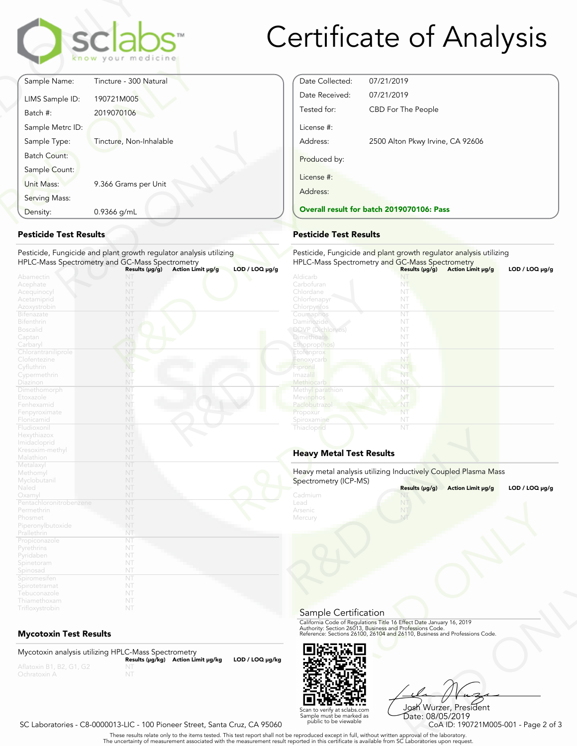# Certificate of Analysis

| | |
|---|---|
| Sample Name: | Tincture - 300 Natural |
| LIMS Sample ID: | 190721M005 |
| Batch #: | 2019070106 |
| Sample Metrc ID: | |
| Sample Type: | Tincture, Non-Inhalable |
| Batch Count: | |
| Sample Count: | |
| Unit Mass: | 9.366 Grams per Unit |
| Serving Mass: | |
| Density: | 0.9366 g/mL |

| | |
|---|---|
| Date Collected: | 07/21/2019 |
| Date Received: | 07/21/2019 |
| Tested for: | CBD For The People |
| License #: | |
| Address: | 2500 Alton Pkwy Irvine, CA 92606 |
| Produced by: | |
| License #: | |
| Address: | |

**Overall result for batch 2019070106: Pass**

## Pesticide Test Results

Pesticide, Fungicide and plant growth regulator analysis utilizing HPLC-Mass Spectrometry and GC-Mass Spectrometry

| | Results (µg/g) | Action Limit µg/g | LOD / LOQ µg/g |
|---|---|---|---|
| Abamectin | NT | | |
| Acephate | NT | | |
| Acequinocyl | NT | | |
| Acetamiprid | NT | | |
| Azoxystrobin | NT | | |
| Bifenazate | NT | | |
| Bifenthrin | NT | | |
| Boscalid | NT | | |
| Captan | NT | | |
| Carbaryl | NT | | |
| Chlorantraniliprole | NT | | |
| Clofentezine | NT | | |
| Cyfluthrin | NT | | |
| Cypermethrin | NT | | |
| Diazinon | NT | | |
| Dimethomorph | NT | | |
| Etoxazole | NT | | |
| Fenhexamid | NT | | |
| Fenpyroximate | NT | | |
| Flonicamid | NT | | |
| Fludioxonil | NT | | |
| Hexythiazox | NT | | |
| Imidacloprid | NT | | |
| Kresoxim-methyl | NT | | |
| Malathion | NT | | |
| Metalaxyl | NT | | |
| Methomyl | NT | | |
| Myclobutanil | NT | | |
| Naled | NT | | |
| Oxamyl | NT | | |
| Pentachloronitrobenzene | NT | | |
| Permethrin | NT | | |
| Phosmet | NT | | |
| Piperonylbutoxide | NT | | |
| Prallethrin | NT | | |
| Propiconazole | NT | | |
| Pyrethrins | NT | | |
| Pyridaben | NT | | |
| Spinetoram | NT | | |
| Spinosad | NT | | |
| Spiromesifen | NT | | |
| Spirotetramat | NT | | |
| Tebuconazole | NT | | |
| Thiamethoxam | NT | | |
| Trifloxystrobin | NT | | |

## Pesticide Test Results

Pesticide, Fungicide and plant growth regulator analysis utilizing HPLC-Mass Spectrometry and GC-Mass Spectrometry

| | Results (µg/g) | Action Limit µg/g | LOD / LOQ µg/g |
|---|---|---|---|
| Aldicarb | NT | | |
| Carbofuran | NT | | |
| Chlordane | NT | | |
| Chlorfenapyr | NT | | |
| Chlorpyrifos | NT | | |
| Coumaphos | NT | | |
| Daminozide | NT | | |
| DDVP (Dichlorvos) | NT | | |
| Dimethoate | NT | | |
| Ethoprop(hos) | NT | | |
| Etofenprox | NT | | |
| Fenoxycarb | NT | | |
| Fipronil | NT | | |
| Imazalil | NT | | |
| Methiocarb | NT | | |
| Methyl parathion | NT | | |
| Mevinphos | NT | | |
| Paclobutrazol | NT | | |
| Propoxur | NT | | |
| Spiroxamine | NT | | |
| Thiacloprid | NT | | |

## Heavy Metal Test Results

Heavy metal analysis utilizing Inductively Coupled Plasma Mass Spectrometry (ICP-MS)

| | Results (µg/g) | Action Limit µg/g | LOD / LOQ µg/g |
|---|---|---|---|
| Cadmium | NT | | |
| Lead | NT | | |
| Arsenic | NT | | |
| Mercury | NT | | |

## Mycotoxin Test Results

Mycotoxin analysis utilizing HPLC-Mass Spectrometry

| | Results (µg/kg) | Action Limit µg/kg | LOD / LOQ µg/kg |
|---|---|---|---|
| Aflatoxin B1, B2, G1, G2 | NT | | |
| Ochratoxin A | NT | | |

## Sample Certification

California Code of Regulations Title 16 Effect Date January 16, 2019
Authority: Section 26013, Business and Professions Code.
Reference: Sections 26100, 26104 and 26110, Business and Professions Code.

Scan to verify at sclabs.com
Sample must be marked as public to be viewable

Josh Wurzer, President
Date: 08/05/2019

SC Laboratories - C8-0000013-LIC - 100 Pioneer Street, Santa Cruz, CA 95060

CoA ID: 190721M005-001

These results relate only to the items tested. This test report shall not be reproduced except in full, without written approval of the laboratory.
The uncertainty of measurement associated with the measurement result reported in this certificate is available from SC Laboratories upon request.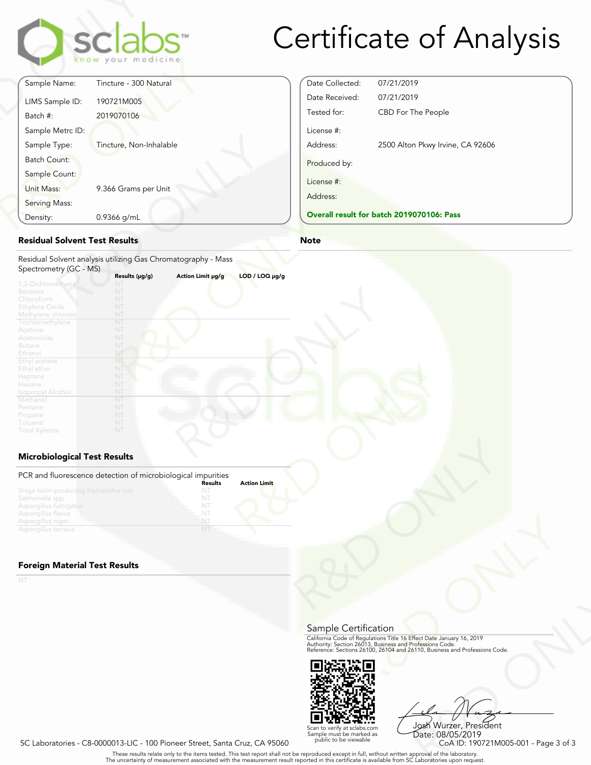# Certificate of Analysis

| | |
|---|---|
| Sample Name: | Tincture - 300 Natural |
| LIMS Sample ID: | 190721M005 |
| Batch #: | 2019070106 |
| Sample Metrc ID: | |
| Sample Type: | Tincture, Non-Inhalable |
| Batch Count: | |
| Sample Count: | |
| Unit Mass: | 9.366 Grams per Unit |
| Serving Mass: | |
| Density: | 0.9366 g/mL |

| | |
|---|---|
| Date Collected: | 07/21/2019 |
| Date Received: | 07/21/2019 |
| Tested for: | CBD For The People |
| License #: | |
| Address: | 2500 Alton Pkwy Irvine, CA 92606 |
| Produced by: | |
| License #: | |
| Address: | |

**Overall result for batch 2019070106: Pass**

## Residual Solvent Test Results

Residual Solvent analysis utilizing Gas Chromatography - Mass Spectrometry (GC - MS)

| | Results (µg/g) | Action Limit µg/g | LOD / LOQ µg/g |
|---|---|---|---|
| 1,2-Dichloroethane | NT | | |
| Benzene | NT | | |
| Chloroform | NT | | |
| Ethylene Oxide | NT | | |
| Methylene chloride | NT | | |
| Trichloroethylene | NT | | |
| Acetone | NT | | |
| Acetonitrile | NT | | |
| Butane | NT | | |
| Ethanol | NT | | |
| Ethyl acetate | NT | | |
| Ethyl ether | NT | | |
| Heptane | NT | | |
| Hexane | NT | | |
| Isopropyl Alcohol | NT | | |
| Methanol | NT | | |
| Pentane | NT | | |
| Propane | NT | | |
| Toluene | NT | | |
| Total Xylenes | NT | | |

## Note

## Microbiological Test Results

PCR and fluorescence detection of microbiological impurities

| | Results | Action Limit |
|---|---|---|
| Shiga toxin-producing Escherichia coli | NT | |
| Salmonella spp. | NT | |
| Aspergillus fumigatus | NT | |
| Aspergillus flavus | NT | |
| Aspergillus niger | NT | |
| Aspergillus terreus | NT | |

## Foreign Material Test Results

NT

## Sample Certification

California Code of Regulations Title 16 Effect Date January 16, 2019
Authority: Section 26013, Business and Professions Code.
Reference: Sections 26100, 26104 and 26110, Business and Professions Code.

Scan to verify at sclabs.com
Sample must be marked as public to be viewable

Josh Wurzer, President
Date: 08/05/2019

SC Laboratories - C8-0000013-LIC - 100 Pioneer Street, Santa Cruz, CA 95060

CoA ID: 190721M005-001

These results relate only to the items tested. This test report shall not be reproduced except in full, without written approval of the laboratory.
The uncertainty of measurement associated with the measurement result reported in this certificate is available from SC Laboratories upon request.